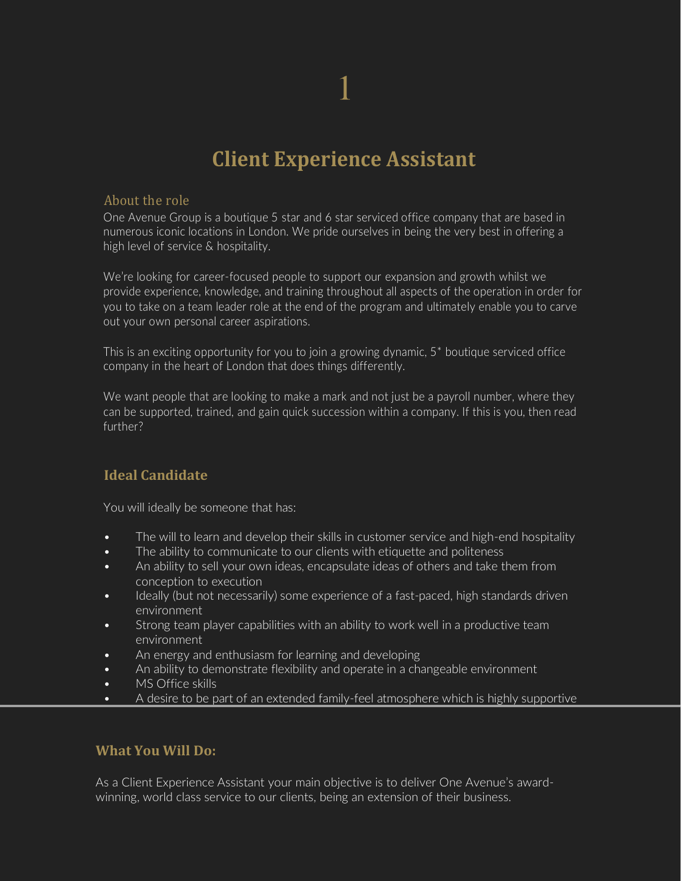# Client Experience Assistant

## About the role

One Avenue Group is a boutique 5 star and 6 star serviced office company that are based in numerous iconic locations in London. We pride ourselves in being the very best in offering a high level of service & hospitality.

We're looking for career-focused people to support our expansion and growth whilst we provide experience, knowledge, and training throughout all aspects of the operation in order for you to take on a team leader role at the end of the program and ultimately enable you to carve out your own personal career aspirations.

This is an exciting opportunity for you to join a growing dynamic, 5* boutique serviced office company in the heart of London that does things differently.

We want people that are looking to make a mark and not just be a payroll number, where they can be supported, trained, and gain quick succession within a company. If this is you, then read further?

## Ideal Candidate

You will ideally be someone that has:

- The will to learn and develop their skills in customer service and high-end hospitality
- The ability to communicate to our clients with etiquette and politeness
- An ability to sell your own ideas, encapsulate ideas of others and take them from conception to execution
- Ideally (but not necessarily) some experience of a fast-paced, high standards driven environment
- Strong team player capabilities with an ability to work well in a productive team environment
- An energy and enthusiasm for learning and developing
- An ability to demonstrate flexibility and operate in a changeable environment
- MS Office skills
- A desire to be part of an extended family-feel atmosphere which is highly supportive

## What You Will Do:

As a Client Experience Assistant your main objective is to deliver One Avenue's award-winning, world class service to our clients, being an extension of their business.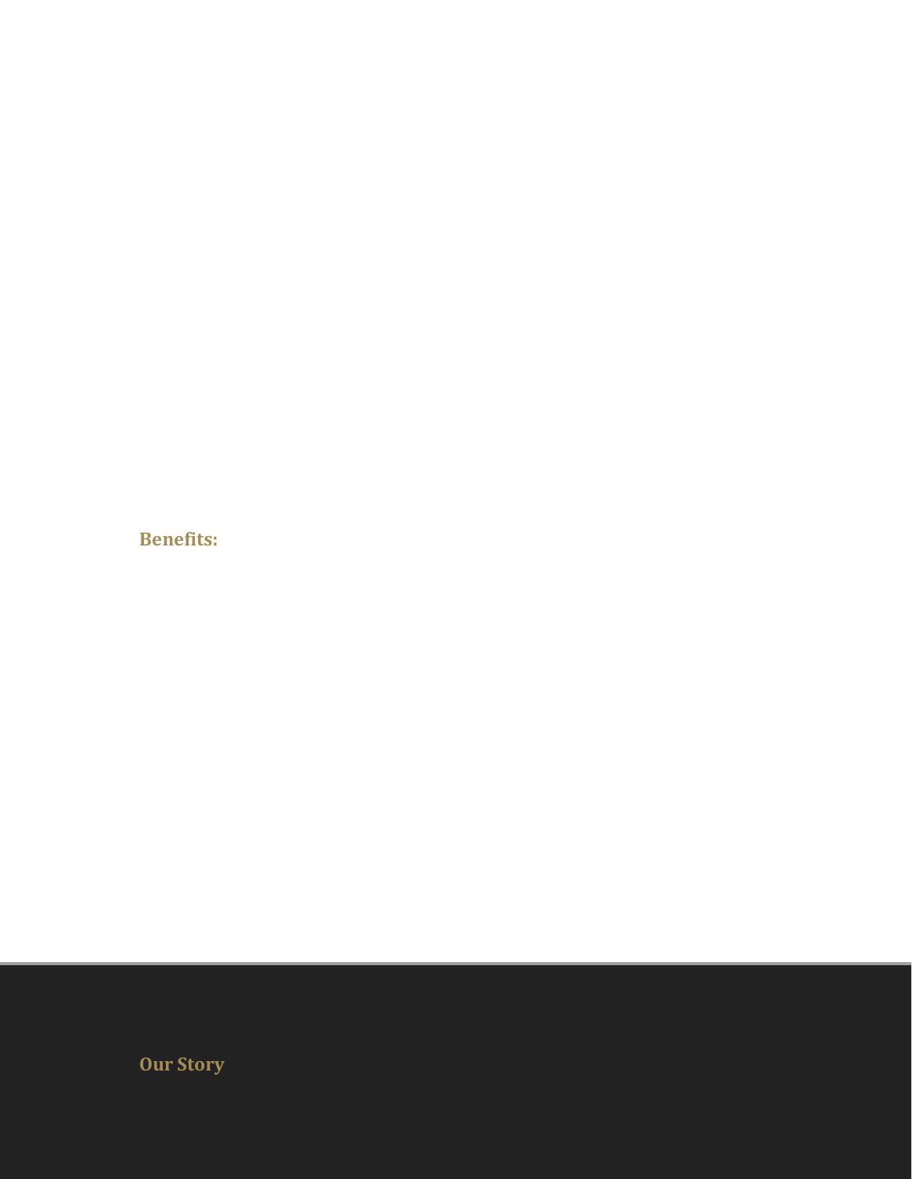**Benefits:**

## Our Story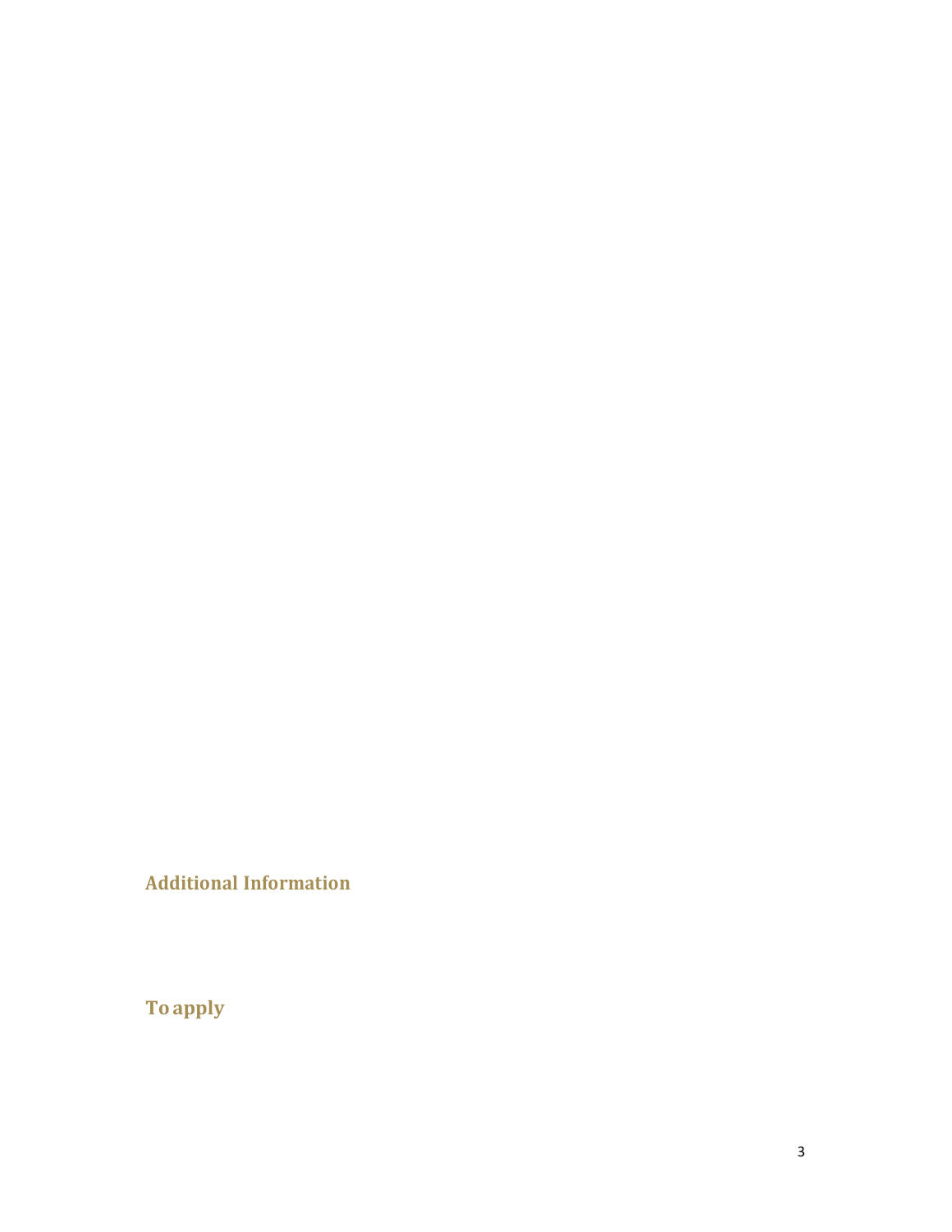## Additional Information

## To apply